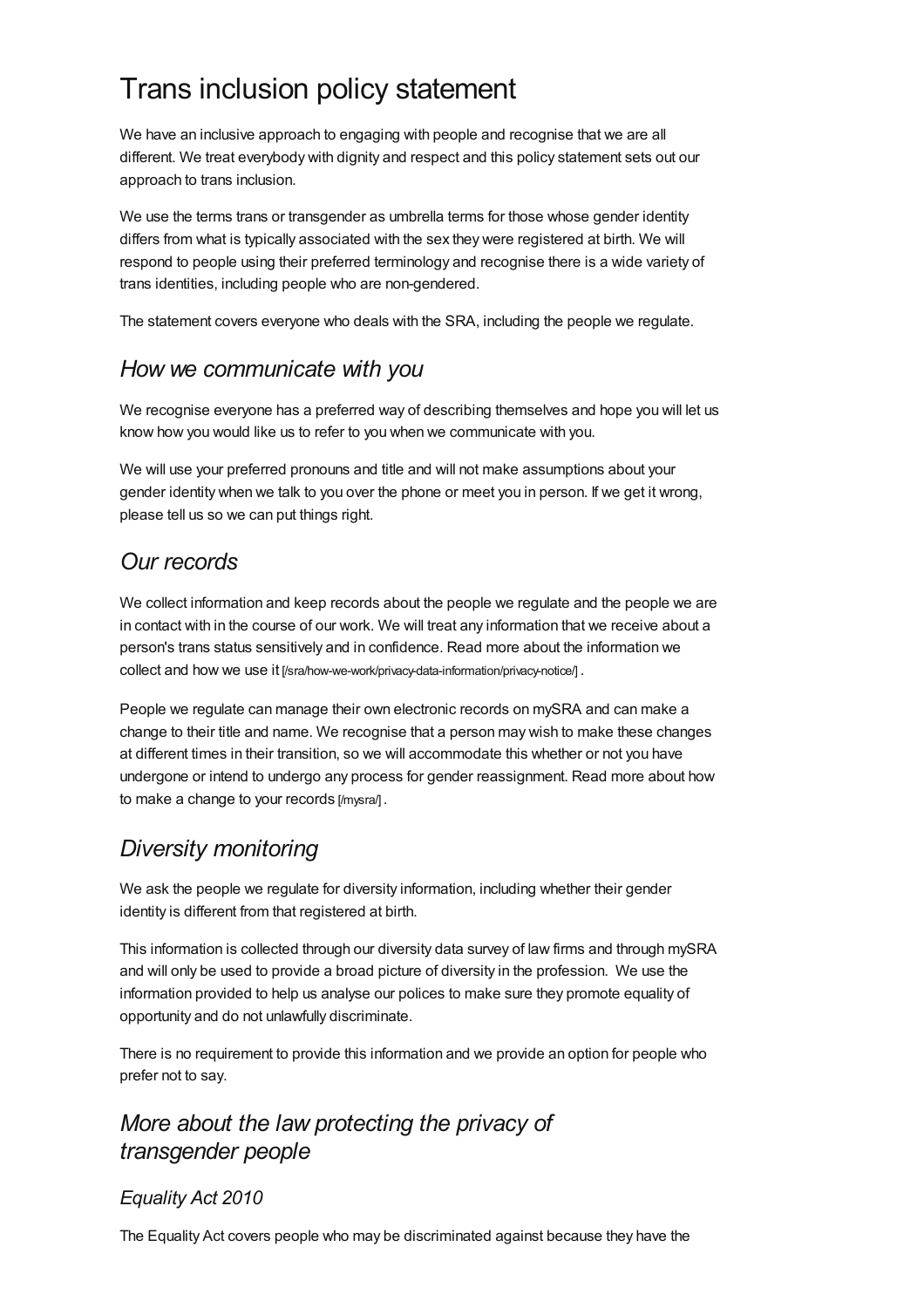# Trans inclusion policy statement

We have an inclusive approach to engaging with people and recognise that we are all different. We treat everybody with dignity and respect and this policy statement sets out our approach to trans inclusion.

We use the terms trans or transgender as umbrella terms for those whose gender identity differs from what is typically associated with the sex they were registered at birth. We will respond to people using their preferred terminology and recognise there is a wide variety of trans identities, including people who are non-gendered.

The statement covers everyone who deals with the SRA, including the people we regulate.

## *How we communicate with you*

We recognise everyone has a preferred way of describing themselves and hope you will let us know how you would like us to refer to you when we communicate with you.

We will use your preferred pronouns and title and will not make assumptions about your gender identity when we talk to you over the phone or meet you in person. If we get it wrong, please tell us so we can put things right.

## *Our records*

We collect information and keep records about the people we regulate and the people we are in contact with in the course of our work. We will treat any information that we receive about a person's trans status sensitively and in confidence. Read more about the information we collect and how we use it [/sra/how-we-work/privacy-data-information/privacy-notice/] .

People we regulate can manage their own electronic records on mySRA and can make a change to their title and name. We recognise that a person may wish to make these changes at different times in their transition, so we will accommodate this whether or not you have undergone or intend to undergo any process for gender reassignment. Read more about how to make a change to your records [/mysra/] .

## *Diversity monitoring*

We ask the people we regulate for diversity information, including whether their gender identity is different from that registered at birth.

This information is collected through our diversity data survey of law firms and through mySRA and will only be used to provide a broad picture of diversity in the profession. We use the information provided to help us analyse our polices to make sure they promote equality of opportunity and do not unlawfully discriminate.

There is no requirement to provide this information and we provide an option for people who prefer not to say.

## *More about the law protecting the privacy of transgender people*

### *Equality Act 2010*

The Equality Act covers people who may be discriminated against because they have the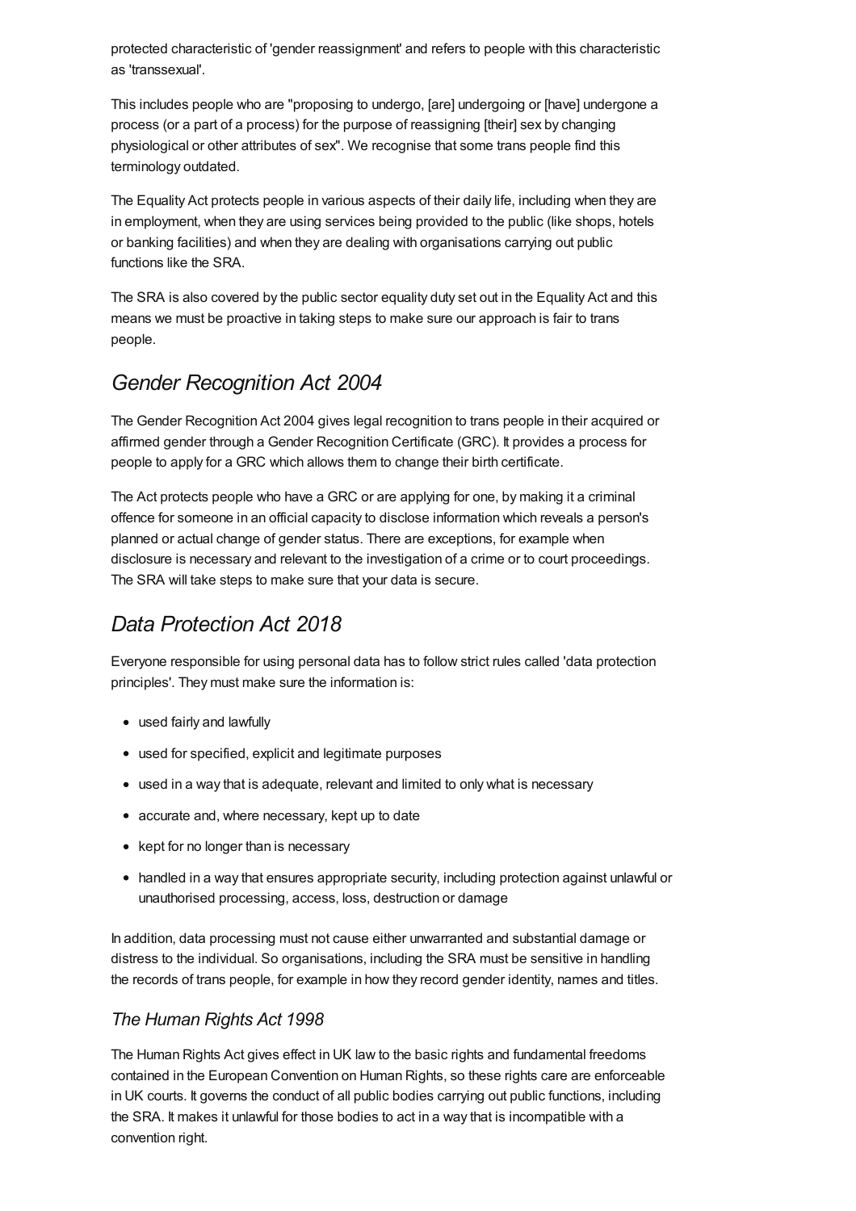protected characteristic of 'gender reassignment' and refers to people with this characteristic as 'transsexual'.

This includes people who are "proposing to undergo, [are] undergoing or [have] undergone a process (or a part of a process) for the purpose of reassigning [their] sex by changing physiological or other attributes of sex". We recognise that some trans people find this terminology outdated.

The Equality Act protects people in various aspects of their daily life, including when they are in employment, when they are using services being provided to the public (like shops, hotels or banking facilities) and when they are dealing with organisations carrying out public functions like the SRA.

The SRA is also covered by the public sector equality duty set out in the Equality Act and this means we must be proactive in taking steps to make sure our approach is fair to trans people.

## *Gender Recognition Act 2004*

The Gender Recognition Act 2004 gives legal recognition to trans people in their acquired or affirmed gender through a Gender Recognition Certificate (GRC). It provides a process for people to apply for a GRC which allows them to change their birth certificate.

The Act protects people who have a GRC or are applying for one, by making it a criminal offence for someone in an official capacity to disclose information which reveals a person's planned or actual change of gender status. There are exceptions, for example when disclosure is necessary and relevant to the investigation of a crime or to court proceedings. The SRA will take steps to make sure that your data is secure.

## *Data Protection Act 2018*

Everyone responsible for using personal data has to follow strict rules called 'data protection principles'. They must make sure the information is:

- used fairly and lawfully
- used for specified, explicit and legitimate purposes
- used in a way that is adequate, relevant and limited to only what is necessary
- accurate and, where necessary, kept up to date
- kept for no longer than is necessary
- handled in a way that ensures appropriate security, including protection against unlawful or unauthorised processing, access, loss, destruction or damage

In addition, data processing must not cause either unwarranted and substantial damage or distress to the individual. So organisations, including the SRA must be sensitive in handling the records of trans people, for example in how they record gender identity, names and titles.

### *The Human Rights Act 1998*

The Human Rights Act gives effect in UK law to the basic rights and fundamental freedoms contained in the European Convention on Human Rights, so these rights care are enforceable in UK courts. It governs the conduct of all public bodies carrying out public functions, including the SRA. It makes it unlawful for those bodies to act in a way that is incompatible with a convention right.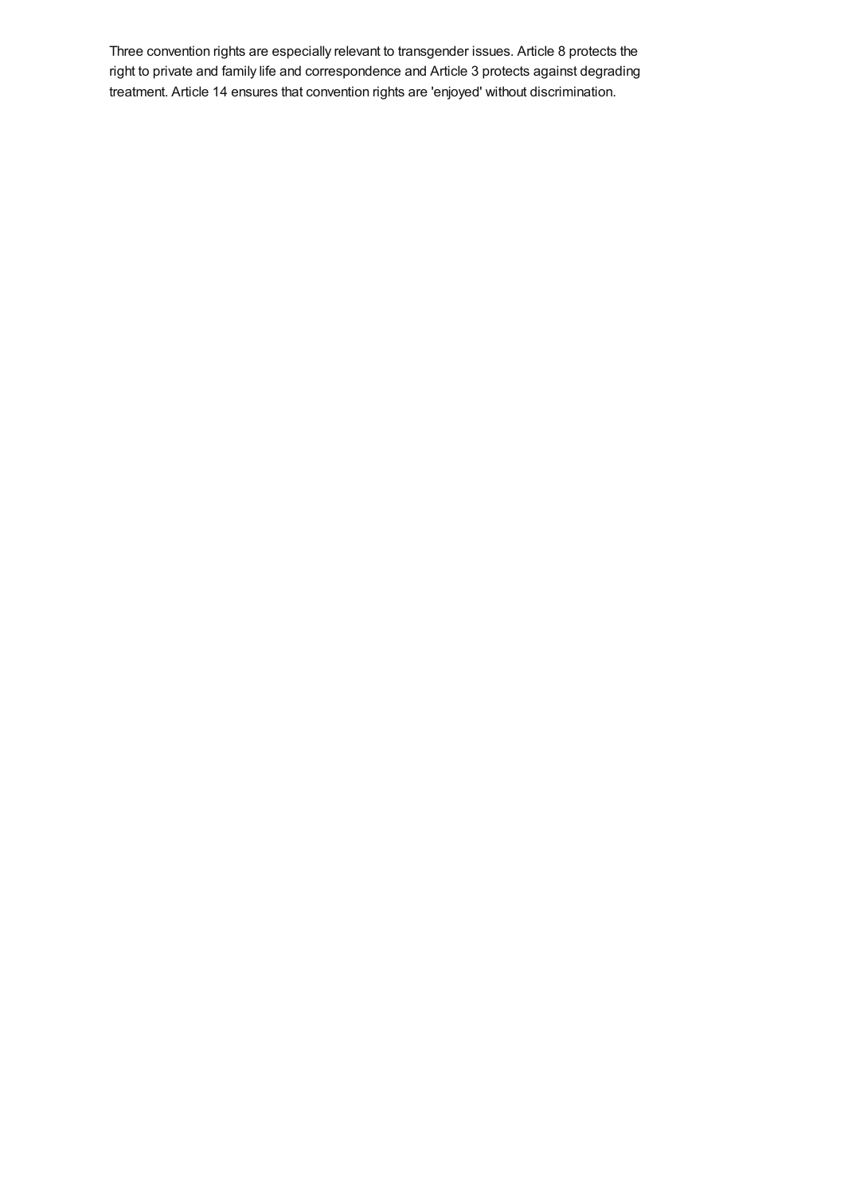Three convention rights are especially relevant to transgender issues. Article 8 protects the right to private and family life and correspondence and Article 3 protects against degrading treatment. Article 14 ensures that convention rights are 'enjoyed' without discrimination.